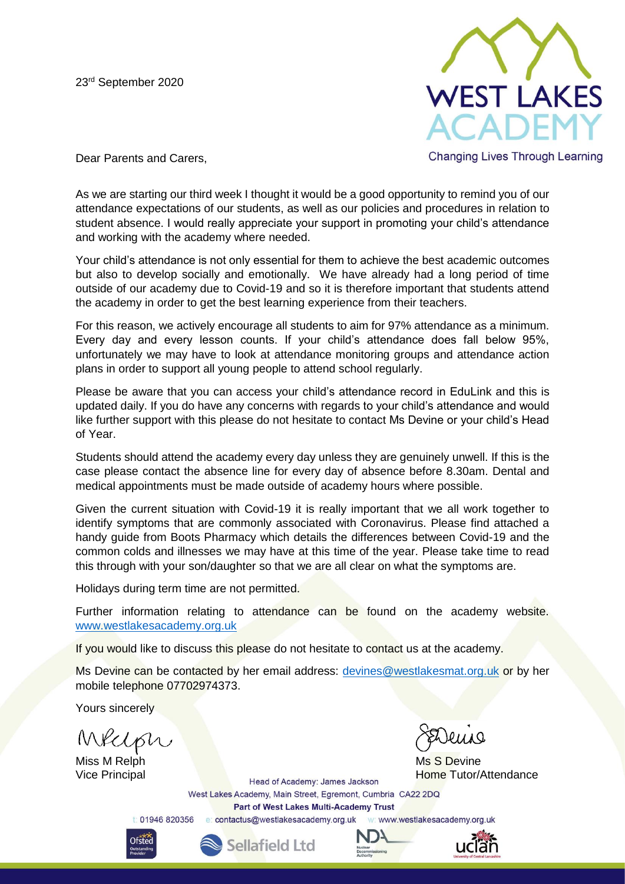23rd September 2020

WEST LAKES ACADEMY

Changing Lives Through Learning

Dear Parents and Carers,

As we are starting our third week I thought it would be a good opportunity to remind you of our attendance expectations of our students, as well as our policies and procedures in relation to student absence. I would really appreciate your support in promoting your child's attendance and working with the academy where needed.

Your child's attendance is not only essential for them to achieve the best academic outcomes but also to develop socially and emotionally. We have already had a long period of time outside of our academy due to Covid-19 and so it is therefore important that students attend the academy in order to get the best learning experience from their teachers.

For this reason, we actively encourage all students to aim for 97% attendance as a minimum. Every day and every lesson counts. If your child's attendance does fall below 95%, unfortunately we may have to look at attendance monitoring groups and attendance action plans in order to support all young people to attend school regularly.

Please be aware that you can access your child's attendance record in EduLink and this is updated daily. If you do have any concerns with regards to your child's attendance and would like further support with this please do not hesitate to contact Ms Devine or your child's Head of Year.

Students should attend the academy every day unless they are genuinely unwell. If this is the case please contact the absence line for every day of absence before 8.30am. Dental and medical appointments must be made outside of academy hours where possible.

Given the current situation with Covid-19 it is really important that we all work together to identify symptoms that are commonly associated with Coronavirus. Please find attached a handy guide from Boots Pharmacy which details the differences between Covid-19 and the common colds and illnesses we may have at this time of the year. Please take time to read this through with your son/daughter so that we are all clear on what the symptoms are.

Holidays during term time are not permitted.

Further information relating to attendance can be found on the academy website. [www.westlakesacademy.org.uk](http://www.westlakesacademy.org.uk)

If you would like to discuss this please do not hesitate to contact us at the academy.

Ms Devine can be contacted by her email address: [devines@westlakesmat.org.uk](mailto:devines@westlakesmat.org.uk) or by her mobile telephone 07702974373.

Yours sincerely

Miss M Relph
Vice Principal

Ms S Devine
Home Tutor/Attendance

Head of Academy: James Jackson
West Lakes Academy, Main Street, Egremont, Cumbria CA22 2DQ
**Part of West Lakes Multi-Academy Trust**
t: 01946 820356 e: contactus@westlakesacademy.org.uk w: www.westlakesacademy.org.uk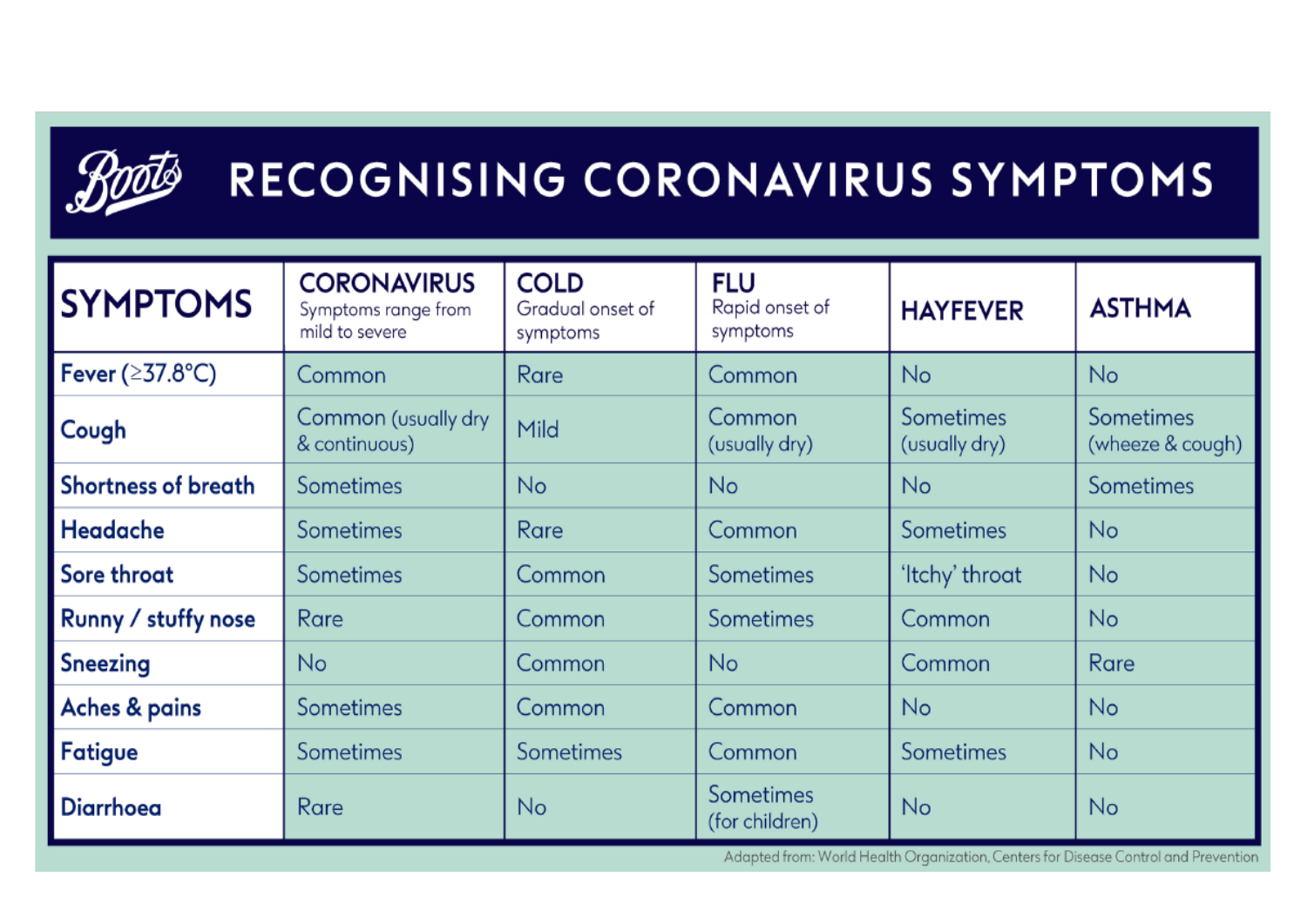# Boots RECOGNISING CORONAVIRUS SYMPTOMS

| SYMPTOMS | CORONAVIRUS Symptoms range from mild to severe | COLD Gradual onset of symptoms | FLU Rapid onset of symptoms | HAYFEVER | ASTHMA |
|---|---|---|---|---|---|
| Fever (≥37.8°C) | Common | Rare | Common | No | No |
| Cough | Common (usually dry & continuous) | Mild | Common (usually dry) | Sometimes (usually dry) | Sometimes (wheeze & cough) |
| Shortness of breath | Sometimes | No | No | No | Sometimes |
| Headache | Sometimes | Rare | Common | Sometimes | No |
| Sore throat | Sometimes | Common | Sometimes | 'Itchy' throat | No |
| Runny / stuffy nose | Rare | Common | Sometimes | Common | No |
| Sneezing | No | Common | No | Common | Rare |
| Aches & pains | Sometimes | Common | Common | No | No |
| Fatigue | Sometimes | Sometimes | Common | Sometimes | No |
| Diarrhoea | Rare | No | Sometimes (for children) | No | No |

Adapted from: World Health Organization, Centers for Disease Control and Prevention